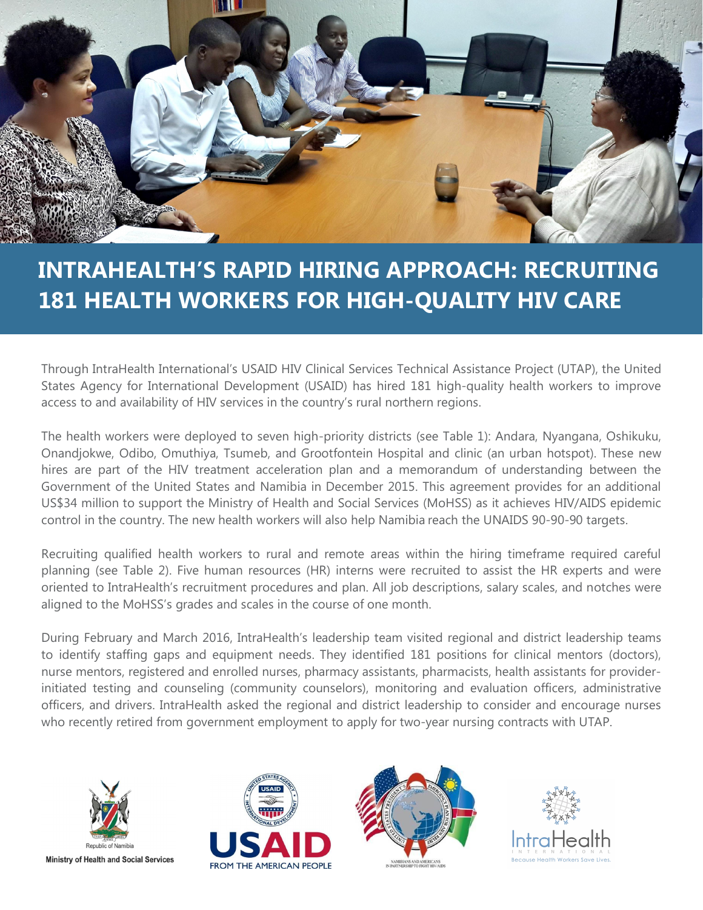# INTRAHEALTH'S RAPID HIRING APPROACH: RECRUITING 181 HEALTH WORKERS FOR HIGH-QUALITY HIV CARE

Through IntraHealth International's USAID HIV Clinical Services Technical Assistance Project (UTAP), the United States Agency for International Development (USAID) has hired 181 high-quality health workers to improve access to and availability of HIV services in the country's rural northern regions.

The health workers were deployed to seven high-priority districts (see Table 1): Andara, Nyangana, Oshikuku, Onandjokwe, Odibo, Omuthiya, Tsumeb, and Grootfontein Hospital and clinic (an urban hotspot). These new hires are part of the HIV treatment acceleration plan and a memorandum of understanding between the Government of the United States and Namibia in December 2015. This agreement provides for an additional US$34 million to support the Ministry of Health and Social Services (MoHSS) as it achieves HIV/AIDS epidemic control in the country. The new health workers will also help Namibia reach the UNAIDS 90-90-90 targets.

Recruiting qualified health workers to rural and remote areas within the hiring timeframe required careful planning (see Table 2). Five human resources (HR) interns were recruited to assist the HR experts and were oriented to IntraHealth's recruitment procedures and plan. All job descriptions, salary scales, and notches were aligned to the MoHSS's grades and scales in the course of one month.

During February and March 2016, IntraHealth's leadership team visited regional and district leadership teams to identify staffing gaps and equipment needs. They identified 181 positions for clinical mentors (doctors), nurse mentors, registered and enrolled nurses, pharmacy assistants, pharmacists, health assistants for provider-initiated testing and counseling (community counselors), monitoring and evaluation officers, administrative officers, and drivers. IntraHealth asked the regional and district leadership to consider and encourage nurses who recently retired from government employment to apply for two-year nursing contracts with UTAP.

Republic of Namibia
Ministry of Health and Social Services

USAID
FROM THE AMERICAN PEOPLE

NAMIBIANS AND AMERICANS IN PARTNERSHIP TO FIGHT HIV/AIDS

IntraHealth
INTERNATIONAL
Because Health Workers Save Lives.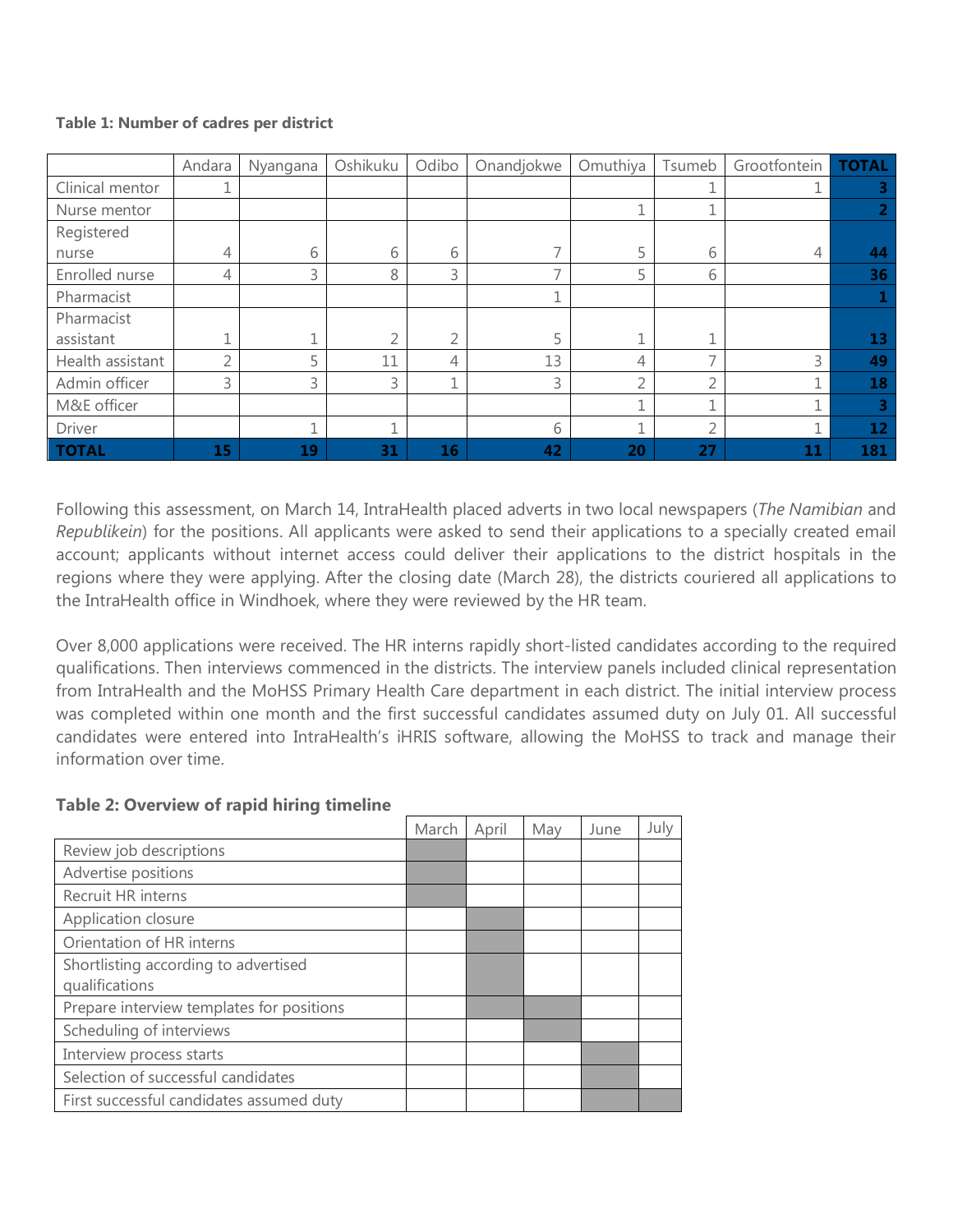**Table 1: Number of cadres per district**

| | Andara | Nyangana | Oshikuku | Odibo | Onandjokwe | Omuthiya | Tsumeb | Grootfontein | **TOTAL** |
|---|---|---|---|---|---|---|---|---|---|
| Clinical mentor | 1 | | | | | | 1 | 1 | **3** |
| Nurse mentor | | | | | | 1 | 1 | | **2** |
| Registered nurse | 4 | 6 | 6 | 6 | 7 | 5 | 6 | 4 | **44** |
| Enrolled nurse | 4 | 3 | 8 | 3 | 7 | 5 | 6 | | **36** |
| Pharmacist | | | | | 1 | | | | **1** |
| Pharmacist assistant | 1 | 1 | 2 | 2 | 5 | 1 | 1 | | **13** |
| Health assistant | 2 | 5 | 11 | 4 | 13 | 4 | 7 | 3 | **49** |
| Admin officer | 3 | 3 | 3 | 1 | 3 | 2 | 2 | 1 | **18** |
| M&E officer | | | | | | 1 | 1 | 1 | **3** |
| Driver | | 1 | 1 | | 6 | 1 | 2 | 1 | **12** |
| **TOTAL** | **15** | **19** | **31** | **16** | **42** | **20** | **27** | **11** | **181** |

Following this assessment, on March 14, IntraHealth placed adverts in two local newspapers (*The Namibian* and *Republikein*) for the positions. All applicants were asked to send their applications to a specially created email account; applicants without internet access could deliver their applications to the district hospitals in the regions where they were applying. After the closing date (March 28), the districts couriered all applications to the IntraHealth office in Windhoek, where they were reviewed by the HR team.

Over 8,000 applications were received. The HR interns rapidly short-listed candidates according to the required qualifications. Then interviews commenced in the districts. The interview panels included clinical representation from IntraHealth and the MoHSS Primary Health Care department in each district. The initial interview process was completed within one month and the first successful candidates assumed duty on July 01. All successful candidates were entered into IntraHealth's iHRIS software, allowing the MoHSS to track and manage their information over time.

**Table 2: Overview of rapid hiring timeline**

| | March | April | May | June | July |
|---|---|---|---|---|---|
| Review job descriptions | ■ | | | | |
| Advertise positions | ■ | | | | |
| Recruit HR interns | ■ | | | | |
| Application closure | | ■ | | | |
| Orientation of HR interns | | ■ | | | |
| Shortlisting according to advertised qualifications | | ■ | | | |
| Prepare interview templates for positions | | ■ | ■ | | |
| Scheduling of interviews | | | ■ | | |
| Interview process starts | | | | ■ | |
| Selection of successful candidates | | | | ■ | |
| First successful candidates assumed duty | | | | ■ | ■ |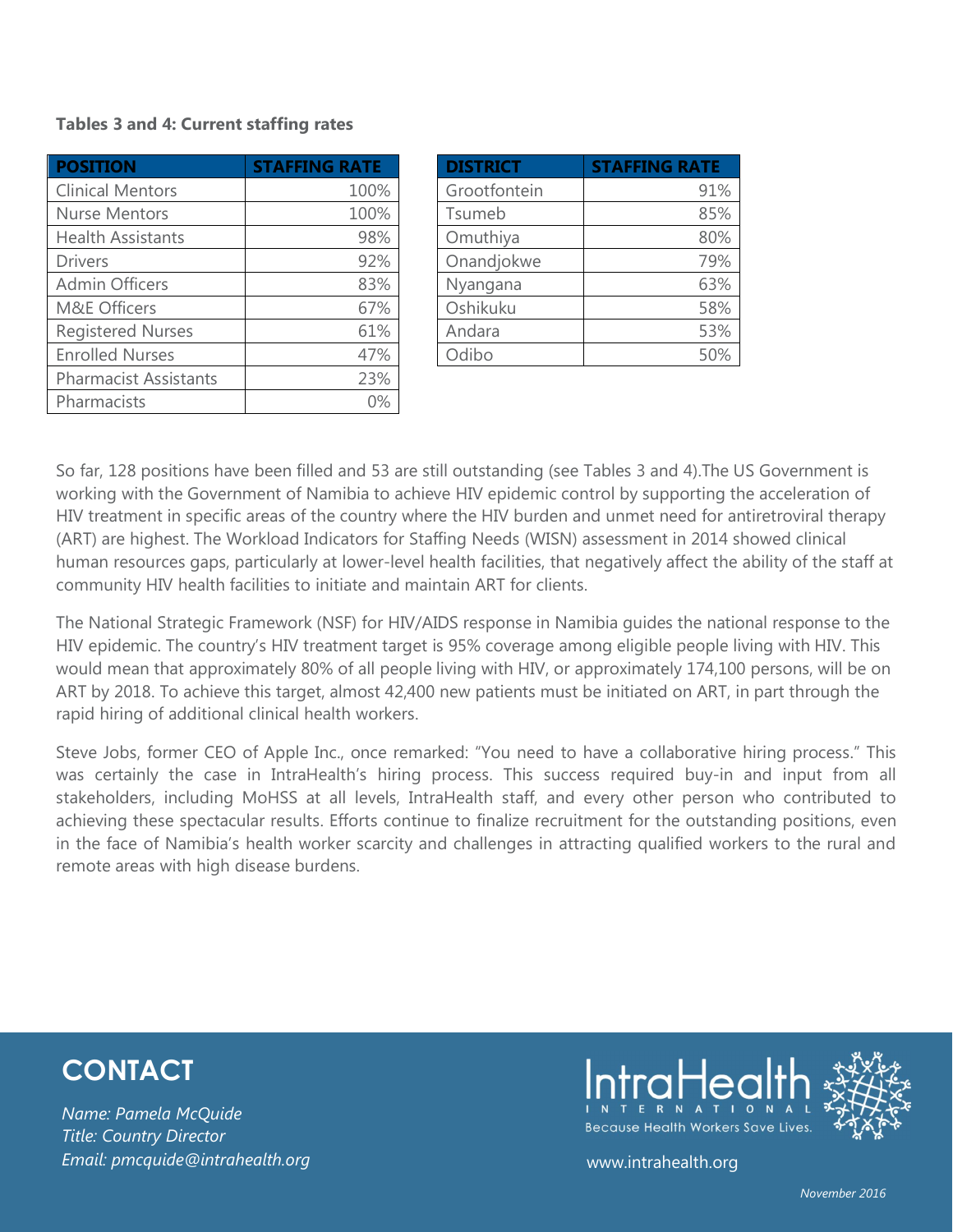**Tables 3 and 4: Current staffing rates**

| POSITION | STAFFING RATE |
|---|---|
| Clinical Mentors | 100% |
| Nurse Mentors | 100% |
| Health Assistants | 98% |
| Drivers | 92% |
| Admin Officers | 83% |
| M&E Officers | 67% |
| Registered Nurses | 61% |
| Enrolled Nurses | 47% |
| Pharmacist Assistants | 23% |
| Pharmacists | 0% |

| DISTRICT | STAFFING RATE |
|---|---|
| Grootfontein | 91% |
| Tsumeb | 85% |
| Omuthiya | 80% |
| Onandjokwe | 79% |
| Nyangana | 63% |
| Oshikuku | 58% |
| Andara | 53% |
| Odibo | 50% |

So far, 128 positions have been filled and 53 are still outstanding (see Tables 3 and 4).The US Government is working with the Government of Namibia to achieve HIV epidemic control by supporting the acceleration of HIV treatment in specific areas of the country where the HIV burden and unmet need for antiretroviral therapy (ART) are highest. The Workload Indicators for Staffing Needs (WISN) assessment in 2014 showed clinical human resources gaps, particularly at lower-level health facilities, that negatively affect the ability of the staff at community HIV health facilities to initiate and maintain ART for clients.

The National Strategic Framework (NSF) for HIV/AIDS response in Namibia guides the national response to the HIV epidemic. The country's HIV treatment target is 95% coverage among eligible people living with HIV. This would mean that approximately 80% of all people living with HIV, or approximately 174,100 persons, will be on ART by 2018. To achieve this target, almost 42,400 new patients must be initiated on ART, in part through the rapid hiring of additional clinical health workers.

Steve Jobs, former CEO of Apple Inc., once remarked: "You need to have a collaborative hiring process." This was certainly the case in IntraHealth's hiring process. This success required buy-in and input from all stakeholders, including MoHSS at all levels, IntraHealth staff, and every other person who contributed to achieving these spectacular results. Efforts continue to finalize recruitment for the outstanding positions, even in the face of Namibia's health worker scarcity and challenges in attracting qualified workers to the rural and remote areas with high disease burdens.

## CONTACT

*Name: Pamela McQuide*
*Title: Country Director*
*Email: pmcquide@intrahealth.org*

IntraHealth INTERNATIONAL
Because Health Workers Save Lives.

www.intrahealth.org

*November 2016*